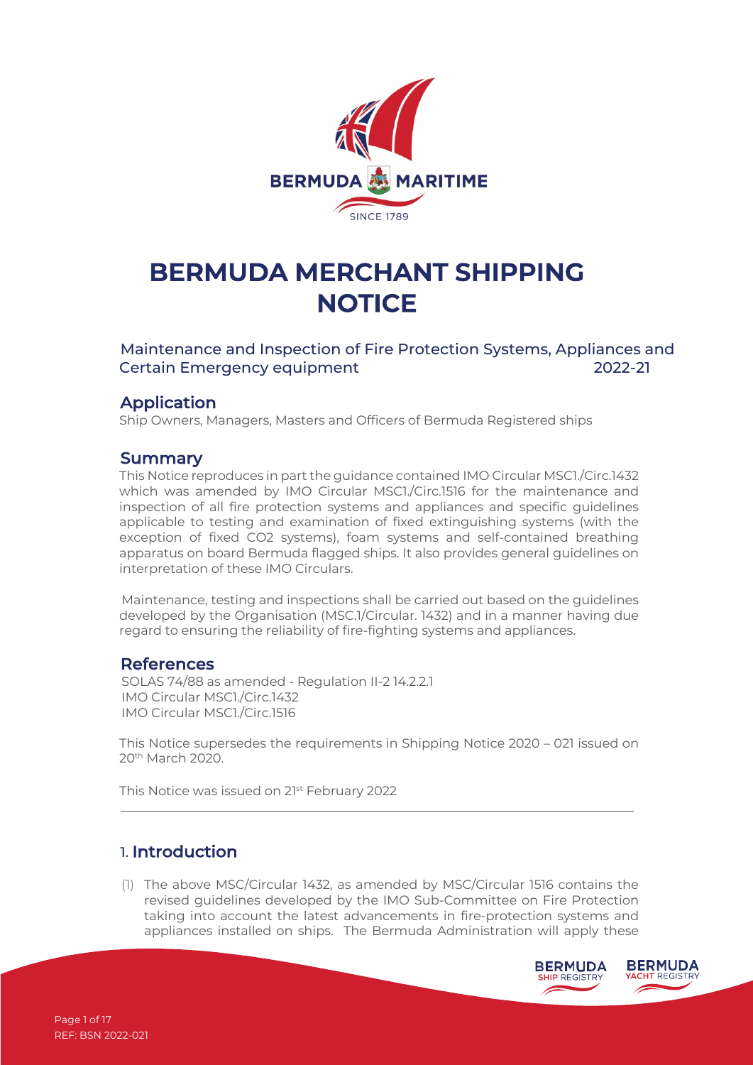# BERMUDA MERCHANT SHIPPING NOTICE

Maintenance and Inspection of Fire Protection Systems, Appliances and Certain Emergency equipment 2022-21

## Application

Ship Owners, Managers, Masters and Officers of Bermuda Registered ships

## Summary

This Notice reproduces in part the guidance contained IMO Circular MSC1./Circ.1432 which was amended by IMO Circular MSC1./Circ.1516 for the maintenance and inspection of all fire protection systems and appliances and specific guidelines applicable to testing and examination of fixed extinguishing systems (with the exception of fixed CO2 systems), foam systems and self-contained breathing apparatus on board Bermuda flagged ships. It also provides general guidelines on interpretation of these IMO Circulars.

Maintenance, testing and inspections shall be carried out based on the guidelines developed by the Organisation (MSC.1/Circular. 1432) and in a manner having due regard to ensuring the reliability of fire-fighting systems and appliances.

## References

SOLAS 74/88 as amended - Regulation II-2 14.2.2.1
IMO Circular MSC1./Circ.1432
IMO Circular MSC1./Circ.1516

This Notice supersedes the requirements in Shipping Notice 2020 – 021 issued on 20th March 2020.

This Notice was issued on 21st February 2022

## 1. Introduction

(1) The above MSC/Circular 1432, as amended by MSC/Circular 1516 contains the revised guidelines developed by the IMO Sub-Committee on Fire Protection taking into account the latest advancements in fire-protection systems and appliances installed on ships. The Bermuda Administration will apply these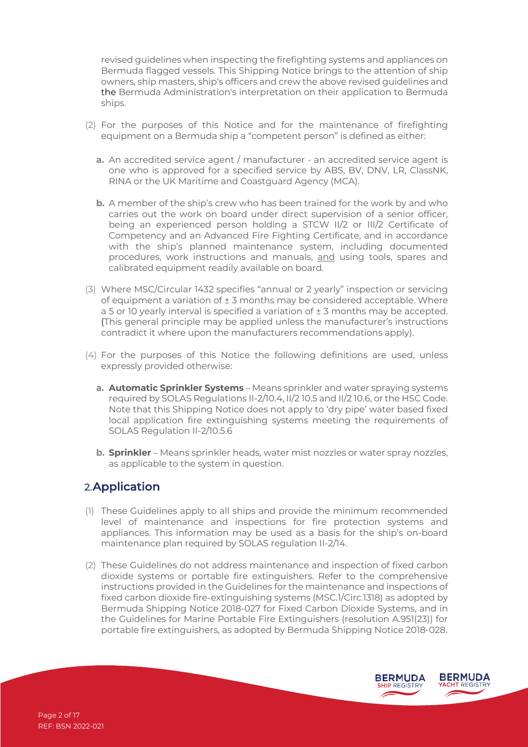revised guidelines when inspecting the firefighting systems and appliances on Bermuda flagged vessels. This Shipping Notice brings to the attention of ship owners, ship masters, ship's officers and crew the above revised guidelines and the Bermuda Administration's interpretation on their application to Bermuda ships.

(2) For the purposes of this Notice and for the maintenance of firefighting equipment on a Bermuda ship a "competent person" is defined as either:

   **a.** An accredited service agent / manufacturer - an accredited service agent is one who is approved for a specified service by ABS, BV, DNV, LR, ClassNK, RINA or the UK Maritime and Coastguard Agency (MCA).

   **b.** A member of the ship's crew who has been trained for the work by and who carries out the work on board under direct supervision of a senior officer, being an experienced person holding a STCW II/2 or III/2 Certificate of Competency and an Advanced Fire Fighting Certificate, and in accordance with the ship's planned maintenance system, including documented procedures, work instructions and manuals, <u>and</u> using tools, spares and calibrated equipment readily available on board.

(3) Where MSC/Circular 1432 specifies "annual or 2 yearly" inspection or servicing of equipment a variation of ± 3 months may be considered acceptable. Where a 5 or 10 yearly interval is specified a variation of ± 3 months may be accepted. (This general principle may be applied unless the manufacturer's instructions contradict it where upon the manufacturers recommendations apply).

(4) For the purposes of this Notice the following definitions are used, unless expressly provided otherwise:

   **a. Automatic Sprinkler Systems** – Means sprinkler and water spraying systems required by SOLAS Regulations II-2/10.4, II/2 10.5 and II/2 10.6, or the HSC Code. Note that this Shipping Notice does not apply to 'dry pipe' water based fixed local application fire extinguishing systems meeting the requirements of SOLAS Regulation II-2/10.5.6

   **b. Sprinkler** – Means sprinkler heads, water mist nozzles or water spray nozzles, as applicable to the system in question.

## 2. Application

(1) These Guidelines apply to all ships and provide the minimum recommended level of maintenance and inspections for fire protection systems and appliances. This information may be used as a basis for the ship's on-board maintenance plan required by SOLAS regulation II-2/14.

(2) These Guidelines do not address maintenance and inspection of fixed carbon dioxide systems or portable fire extinguishers. Refer to the comprehensive instructions provided in the Guidelines for the maintenance and inspections of fixed carbon dioxide fire-extinguishing systems (MSC.1/Circ.1318) as adopted by Bermuda Shipping Notice 2018-027 for Fixed Carbon Dioxide Systems, and in the Guidelines for Marine Portable Fire Extinguishers (resolution A.951(23)) for portable fire extinguishers, as adopted by Bermuda Shipping Notice 2018-028.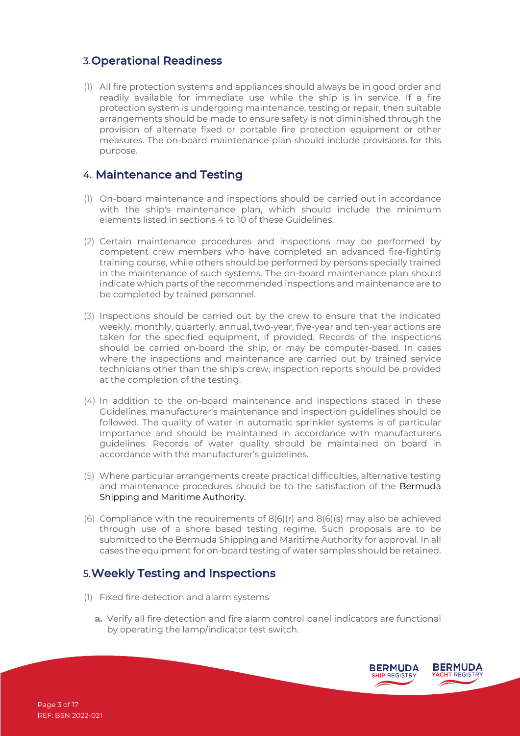## 3. Operational Readiness

(1) All fire protection systems and appliances should always be in good order and readily available for immediate use while the ship is in service. If a fire protection system is undergoing maintenance, testing or repair, then suitable arrangements should be made to ensure safety is not diminished through the provision of alternate fixed or portable fire protection equipment or other measures. The on-board maintenance plan should include provisions for this purpose.

## 4. Maintenance and Testing

(1) On-board maintenance and inspections should be carried out in accordance with the ship's maintenance plan, which should include the minimum elements listed in sections 4 to 10 of these Guidelines.

(2) Certain maintenance procedures and inspections may be performed by competent crew members who have completed an advanced fire-fighting training course, while others should be performed by persons specially trained in the maintenance of such systems. The on-board maintenance plan should indicate which parts of the recommended inspections and maintenance are to be completed by trained personnel.

(3) Inspections should be carried out by the crew to ensure that the indicated weekly, monthly, quarterly, annual, two-year, five-year and ten-year actions are taken for the specified equipment, if provided. Records of the inspections should be carried on-board the ship, or may be computer-based. In cases where the inspections and maintenance are carried out by trained service technicians other than the ship's crew, inspection reports should be provided at the completion of the testing.

(4) In addition to the on-board maintenance and inspections stated in these Guidelines, manufacturer's maintenance and inspection guidelines should be followed. The quality of water in automatic sprinkler systems is of particular importance and should be maintained in accordance with manufacturer's guidelines. Records of water quality should be maintained on board in accordance with the manufacturer's guidelines.

(5) Where particular arrangements create practical difficulties, alternative testing and maintenance procedures should be to the satisfaction of the Bermuda Shipping and Maritime Authority.

(6) Compliance with the requirements of 8(6)(r) and 8(6)(s) may also be achieved through use of a shore based testing regime. Such proposals are to be submitted to the Bermuda Shipping and Maritime Authority for approval. In all cases the equipment for on-board testing of water samples should be retained.

## 5. Weekly Testing and Inspections

(1) Fixed fire detection and alarm systems

   **a.** Verify all fire detection and fire alarm control panel indicators are functional by operating the lamp/indicator test switch.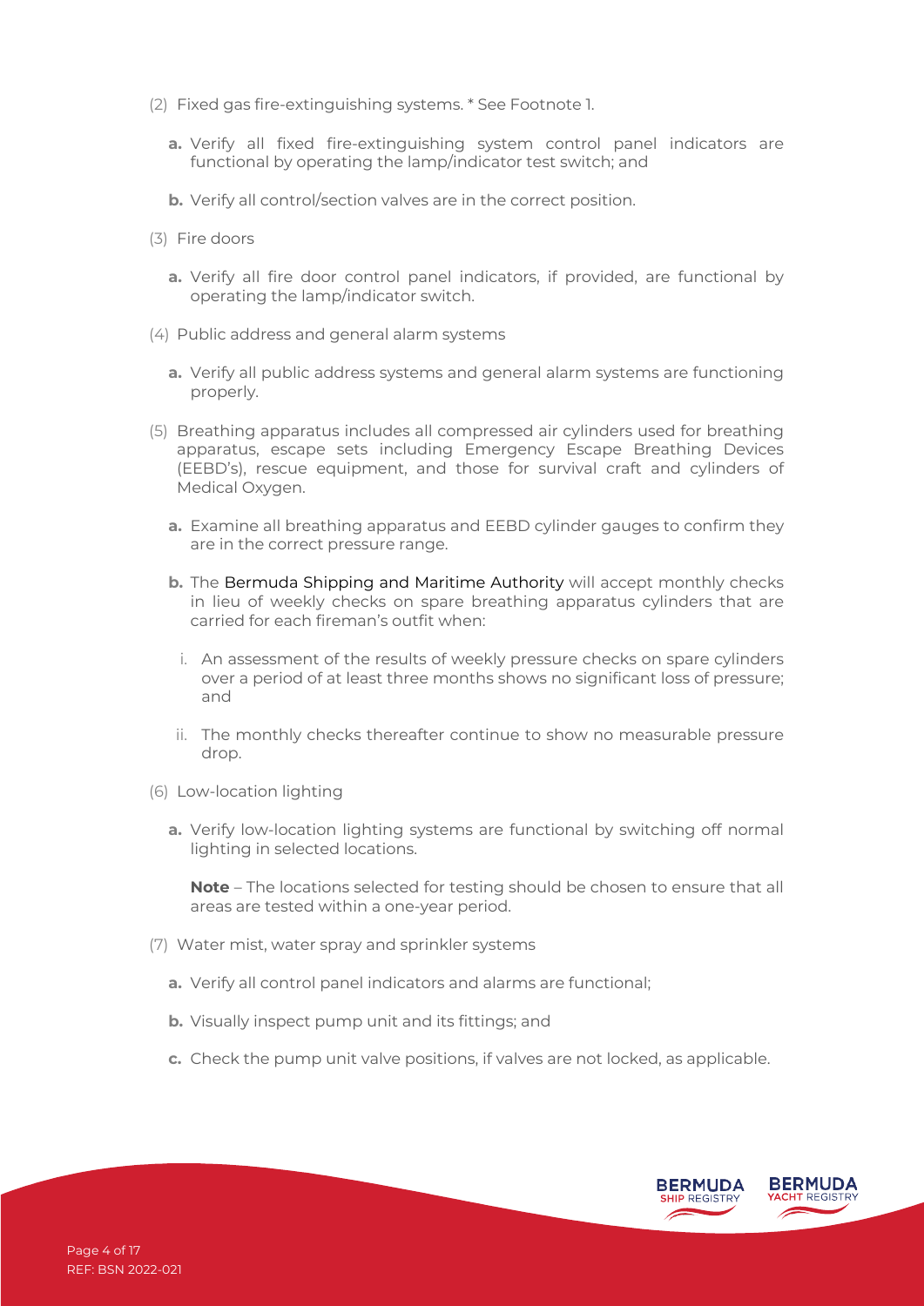(2) Fixed gas fire-extinguishing systems. * See Footnote 1.

  **a.** Verify all fixed fire-extinguishing system control panel indicators are functional by operating the lamp/indicator test switch; and

  **b.** Verify all control/section valves are in the correct position.

(3) Fire doors

  **a.** Verify all fire door control panel indicators, if provided, are functional by operating the lamp/indicator switch.

(4) Public address and general alarm systems

  **a.** Verify all public address systems and general alarm systems are functioning properly.

(5) Breathing apparatus includes all compressed air cylinders used for breathing apparatus, escape sets including Emergency Escape Breathing Devices (EEBD's), rescue equipment, and those for survival craft and cylinders of Medical Oxygen.

  **a.** Examine all breathing apparatus and EEBD cylinder gauges to confirm they are in the correct pressure range.

  **b.** The Bermuda Shipping and Maritime Authority will accept monthly checks in lieu of weekly checks on spare breathing apparatus cylinders that are carried for each fireman's outfit when:

    i. An assessment of the results of weekly pressure checks on spare cylinders over a period of at least three months shows no significant loss of pressure; and

    ii. The monthly checks thereafter continue to show no measurable pressure drop.

(6) Low-location lighting

  **a.** Verify low-location lighting systems are functional by switching off normal lighting in selected locations.

  **Note** – The locations selected for testing should be chosen to ensure that all areas are tested within a one-year period.

(7) Water mist, water spray and sprinkler systems

  **a.** Verify all control panel indicators and alarms are functional;

  **b.** Visually inspect pump unit and its fittings; and

  **c.** Check the pump unit valve positions, if valves are not locked, as applicable.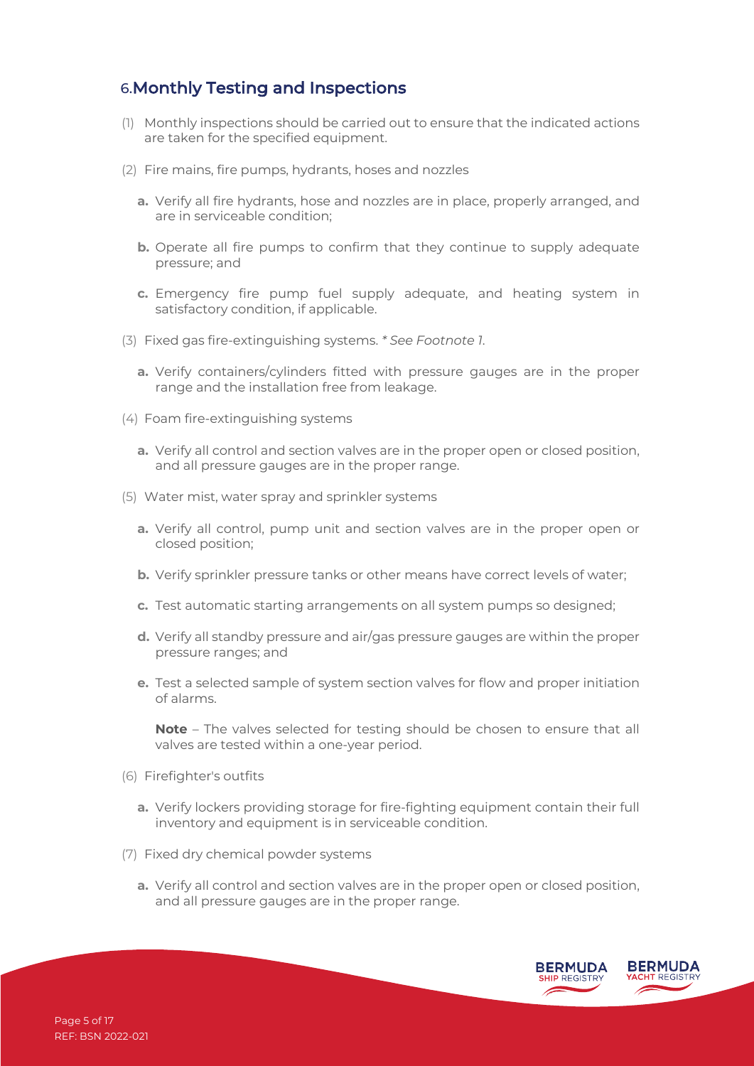## 6. Monthly Testing and Inspections

(1) Monthly inspections should be carried out to ensure that the indicated actions are taken for the specified equipment.

(2) Fire mains, fire pumps, hydrants, hoses and nozzles

- **a.** Verify all fire hydrants, hose and nozzles are in place, properly arranged, and are in serviceable condition;
- **b.** Operate all fire pumps to confirm that they continue to supply adequate pressure; and
- **c.** Emergency fire pump fuel supply adequate, and heating system in satisfactory condition, if applicable.

(3) Fixed gas fire-extinguishing systems. *\* See Footnote 1.*

- **a.** Verify containers/cylinders fitted with pressure gauges are in the proper range and the installation free from leakage.

(4) Foam fire-extinguishing systems

- **a.** Verify all control and section valves are in the proper open or closed position, and all pressure gauges are in the proper range.

(5) Water mist, water spray and sprinkler systems

- **a.** Verify all control, pump unit and section valves are in the proper open or closed position;
- **b.** Verify sprinkler pressure tanks or other means have correct levels of water;
- **c.** Test automatic starting arrangements on all system pumps so designed;
- **d.** Verify all standby pressure and air/gas pressure gauges are within the proper pressure ranges; and
- **e.** Test a selected sample of system section valves for flow and proper initiation of alarms.

  **Note** – The valves selected for testing should be chosen to ensure that all valves are tested within a one-year period.

(6) Firefighter's outfits

- **a.** Verify lockers providing storage for fire-fighting equipment contain their full inventory and equipment is in serviceable condition.

(7) Fixed dry chemical powder systems

- **a.** Verify all control and section valves are in the proper open or closed position, and all pressure gauges are in the proper range.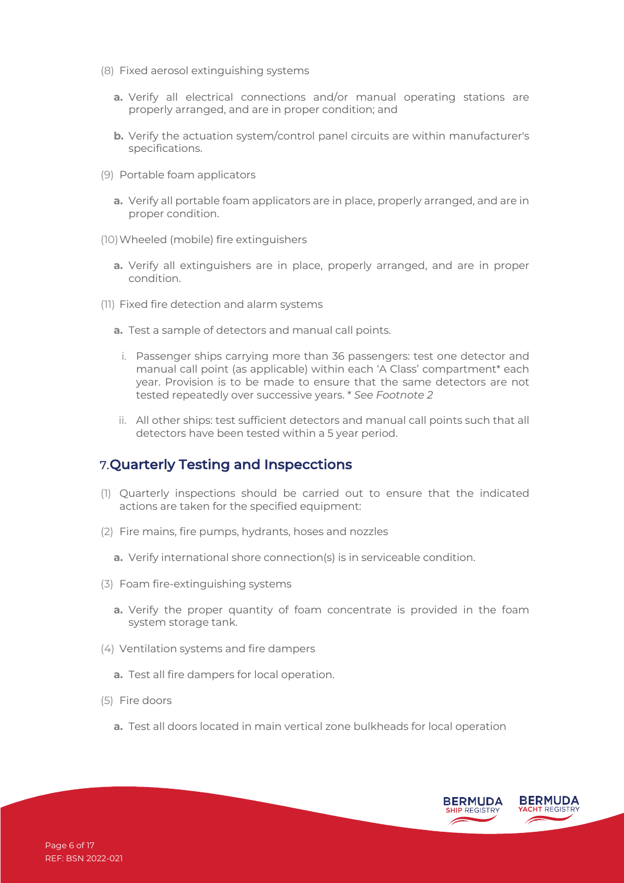(8) Fixed aerosol extinguishing systems

**a.** Verify all electrical connections and/or manual operating stations are properly arranged, and are in proper condition; and

**b.** Verify the actuation system/control panel circuits are within manufacturer's specifications.

(9) Portable foam applicators

**a.** Verify all portable foam applicators are in place, properly arranged, and are in proper condition.

(10) Wheeled (mobile) fire extinguishers

**a.** Verify all extinguishers are in place, properly arranged, and are in proper condition.

(11) Fixed fire detection and alarm systems

**a.** Test a sample of detectors and manual call points.

i. Passenger ships carrying more than 36 passengers: test one detector and manual call point (as applicable) within each 'A Class' compartment* each year. Provision is to be made to ensure that the same detectors are not tested repeatedly over successive years. * *See Footnote 2*

ii. All other ships: test sufficient detectors and manual call points such that all detectors have been tested within a 5 year period.

## 7. Quarterly Testing and Inspecctions

(1) Quarterly inspections should be carried out to ensure that the indicated actions are taken for the specified equipment:

(2) Fire mains, fire pumps, hydrants, hoses and nozzles

**a.** Verify international shore connection(s) is in serviceable condition.

(3) Foam fire-extinguishing systems

**a.** Verify the proper quantity of foam concentrate is provided in the foam system storage tank.

(4) Ventilation systems and fire dampers

**a.** Test all fire dampers for local operation.

(5) Fire doors

**a.** Test all doors located in main vertical zone bulkheads for local operation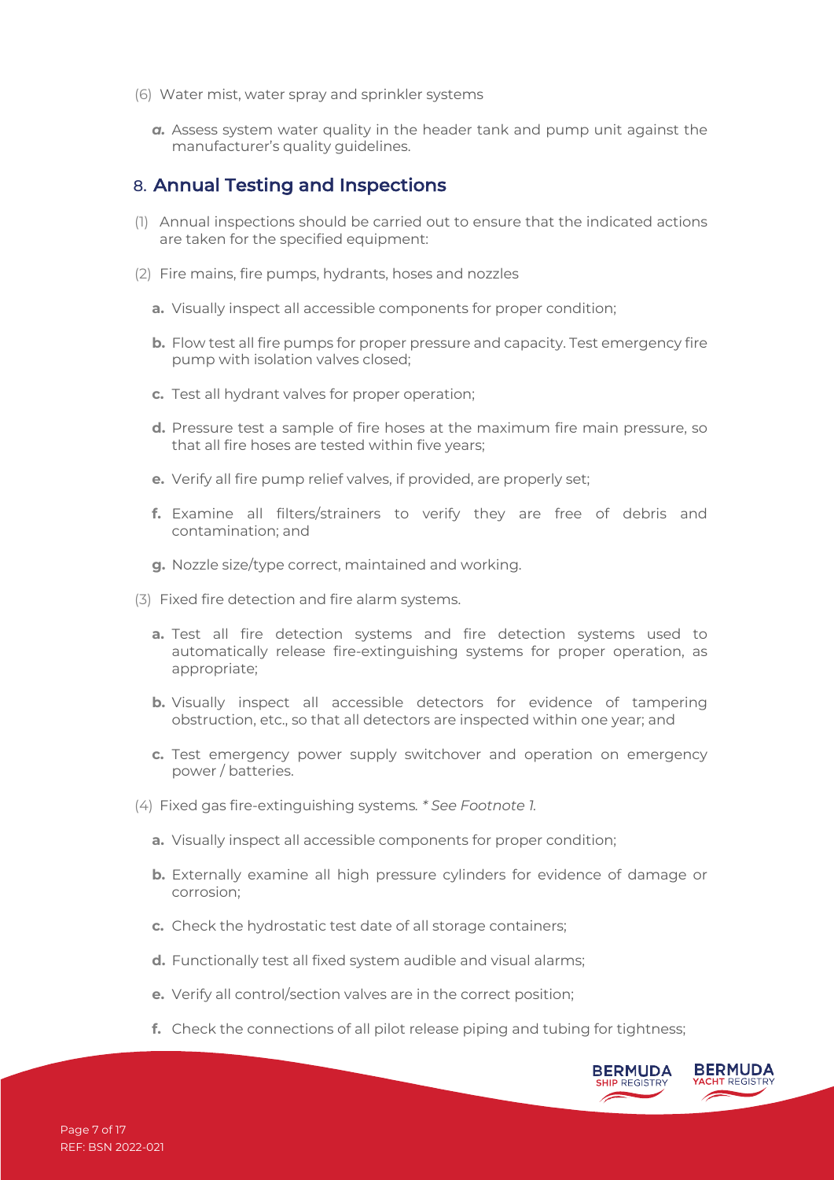(6) Water mist, water spray and sprinkler systems

*a.* Assess system water quality in the header tank and pump unit against the manufacturer's quality guidelines.

## 8. Annual Testing and Inspections

(1) Annual inspections should be carried out to ensure that the indicated actions are taken for the specified equipment:

(2) Fire mains, fire pumps, hydrants, hoses and nozzles

**a.** Visually inspect all accessible components for proper condition;

**b.** Flow test all fire pumps for proper pressure and capacity. Test emergency fire pump with isolation valves closed;

**c.** Test all hydrant valves for proper operation;

**d.** Pressure test a sample of fire hoses at the maximum fire main pressure, so that all fire hoses are tested within five years;

**e.** Verify all fire pump relief valves, if provided, are properly set;

**f.** Examine all filters/strainers to verify they are free of debris and contamination; and

**g.** Nozzle size/type correct, maintained and working.

(3) Fixed fire detection and fire alarm systems.

**a.** Test all fire detection systems and fire detection systems used to automatically release fire-extinguishing systems for proper operation, as appropriate;

**b.** Visually inspect all accessible detectors for evidence of tampering obstruction, etc., so that all detectors are inspected within one year; and

**c.** Test emergency power supply switchover and operation on emergency power / batteries.

(4) Fixed gas fire-extinguishing systems. *\* See Footnote 1.*

**a.** Visually inspect all accessible components for proper condition;

**b.** Externally examine all high pressure cylinders for evidence of damage or corrosion;

**c.** Check the hydrostatic test date of all storage containers;

**d.** Functionally test all fixed system audible and visual alarms;

**e.** Verify all control/section valves are in the correct position;

**f.** Check the connections of all pilot release piping and tubing for tightness;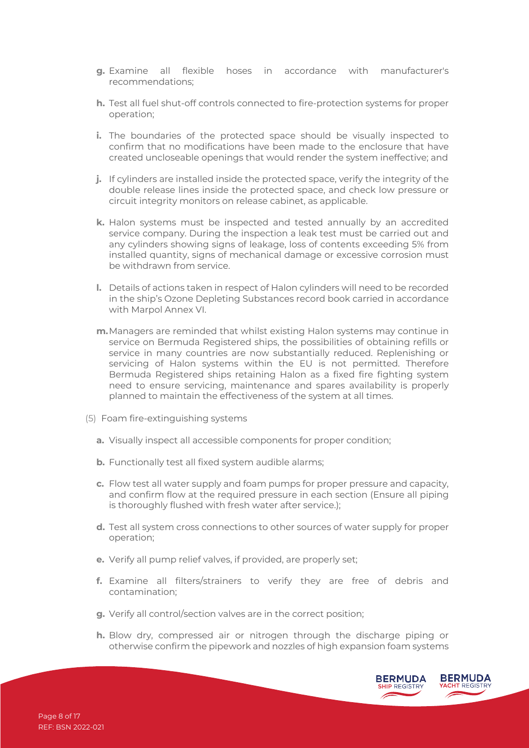- **g.** Examine all flexible hoses in accordance with manufacturer's recommendations;
- **h.** Test all fuel shut-off controls connected to fire-protection systems for proper operation;
- **i.** The boundaries of the protected space should be visually inspected to confirm that no modifications have been made to the enclosure that have created uncloseable openings that would render the system ineffective; and
- **j.** If cylinders are installed inside the protected space, verify the integrity of the double release lines inside the protected space, and check low pressure or circuit integrity monitors on release cabinet, as applicable.
- **k.** Halon systems must be inspected and tested annually by an accredited service company. During the inspection a leak test must be carried out and any cylinders showing signs of leakage, loss of contents exceeding 5% from installed quantity, signs of mechanical damage or excessive corrosion must be withdrawn from service.
- **l.** Details of actions taken in respect of Halon cylinders will need to be recorded in the ship's Ozone Depleting Substances record book carried in accordance with Marpol Annex VI.
- **m.** Managers are reminded that whilst existing Halon systems may continue in service on Bermuda Registered ships, the possibilities of obtaining refills or service in many countries are now substantially reduced. Replenishing or servicing of Halon systems within the EU is not permitted. Therefore Bermuda Registered ships retaining Halon as a fixed fire fighting system need to ensure servicing, maintenance and spares availability is properly planned to maintain the effectiveness of the system at all times.

(5) Foam fire-extinguishing systems

- **a.** Visually inspect all accessible components for proper condition;
- **b.** Functionally test all fixed system audible alarms;
- **c.** Flow test all water supply and foam pumps for proper pressure and capacity, and confirm flow at the required pressure in each section (Ensure all piping is thoroughly flushed with fresh water after service.);
- **d.** Test all system cross connections to other sources of water supply for proper operation;
- **e.** Verify all pump relief valves, if provided, are properly set;
- **f.** Examine all filters/strainers to verify they are free of debris and contamination;
- **g.** Verify all control/section valves are in the correct position;
- **h.** Blow dry, compressed air or nitrogen through the discharge piping or otherwise confirm the pipework and nozzles of high expansion foam systems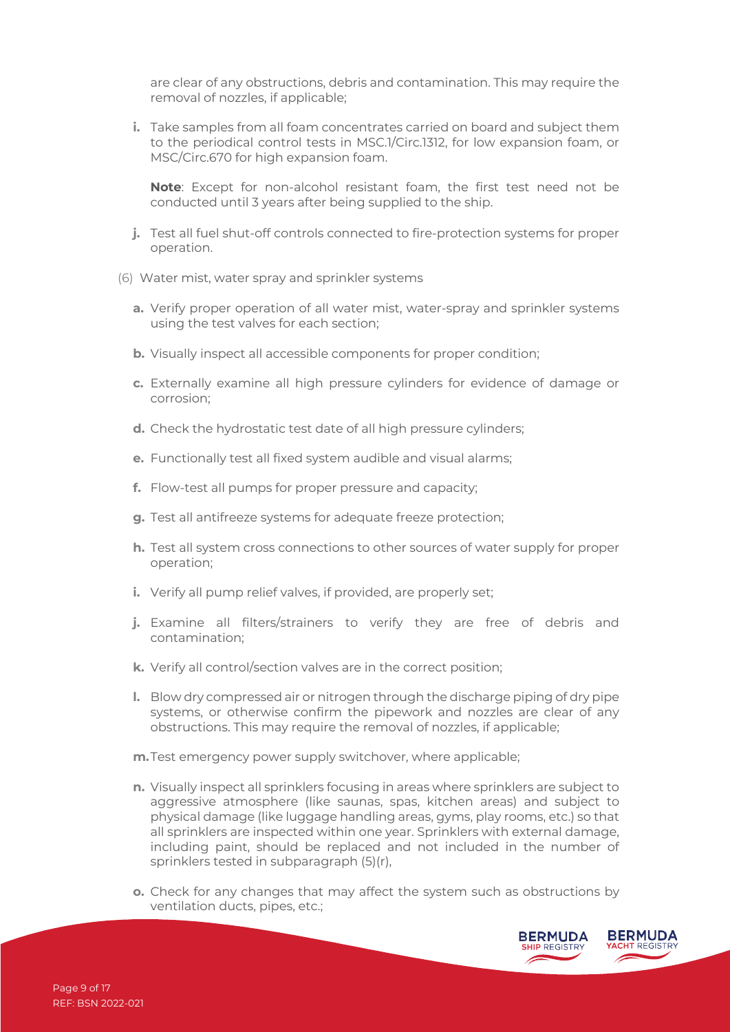are clear of any obstructions, debris and contamination. This may require the removal of nozzles, if applicable;

**i.** Take samples from all foam concentrates carried on board and subject them to the periodical control tests in MSC.1/Circ.1312, for low expansion foam, or MSC/Circ.670 for high expansion foam.

**Note**: Except for non-alcohol resistant foam, the first test need not be conducted until 3 years after being supplied to the ship.

**j.** Test all fuel shut-off controls connected to fire-protection systems for proper operation.

(6) Water mist, water spray and sprinkler systems

**a.** Verify proper operation of all water mist, water-spray and sprinkler systems using the test valves for each section;

**b.** Visually inspect all accessible components for proper condition;

**c.** Externally examine all high pressure cylinders for evidence of damage or corrosion;

**d.** Check the hydrostatic test date of all high pressure cylinders;

**e.** Functionally test all fixed system audible and visual alarms;

**f.** Flow-test all pumps for proper pressure and capacity;

**g.** Test all antifreeze systems for adequate freeze protection;

**h.** Test all system cross connections to other sources of water supply for proper operation;

**i.** Verify all pump relief valves, if provided, are properly set;

**j.** Examine all filters/strainers to verify they are free of debris and contamination;

**k.** Verify all control/section valves are in the correct position;

**l.** Blow dry compressed air or nitrogen through the discharge piping of dry pipe systems, or otherwise confirm the pipework and nozzles are clear of any obstructions. This may require the removal of nozzles, if applicable;

**m.** Test emergency power supply switchover, where applicable;

**n.** Visually inspect all sprinklers focusing in areas where sprinklers are subject to aggressive atmosphere (like saunas, spas, kitchen areas) and subject to physical damage (like luggage handling areas, gyms, play rooms, etc.) so that all sprinklers are inspected within one year. Sprinklers with external damage, including paint, should be replaced and not included in the number of sprinklers tested in subparagraph (5)(r),

**o.** Check for any changes that may affect the system such as obstructions by ventilation ducts, pipes, etc.;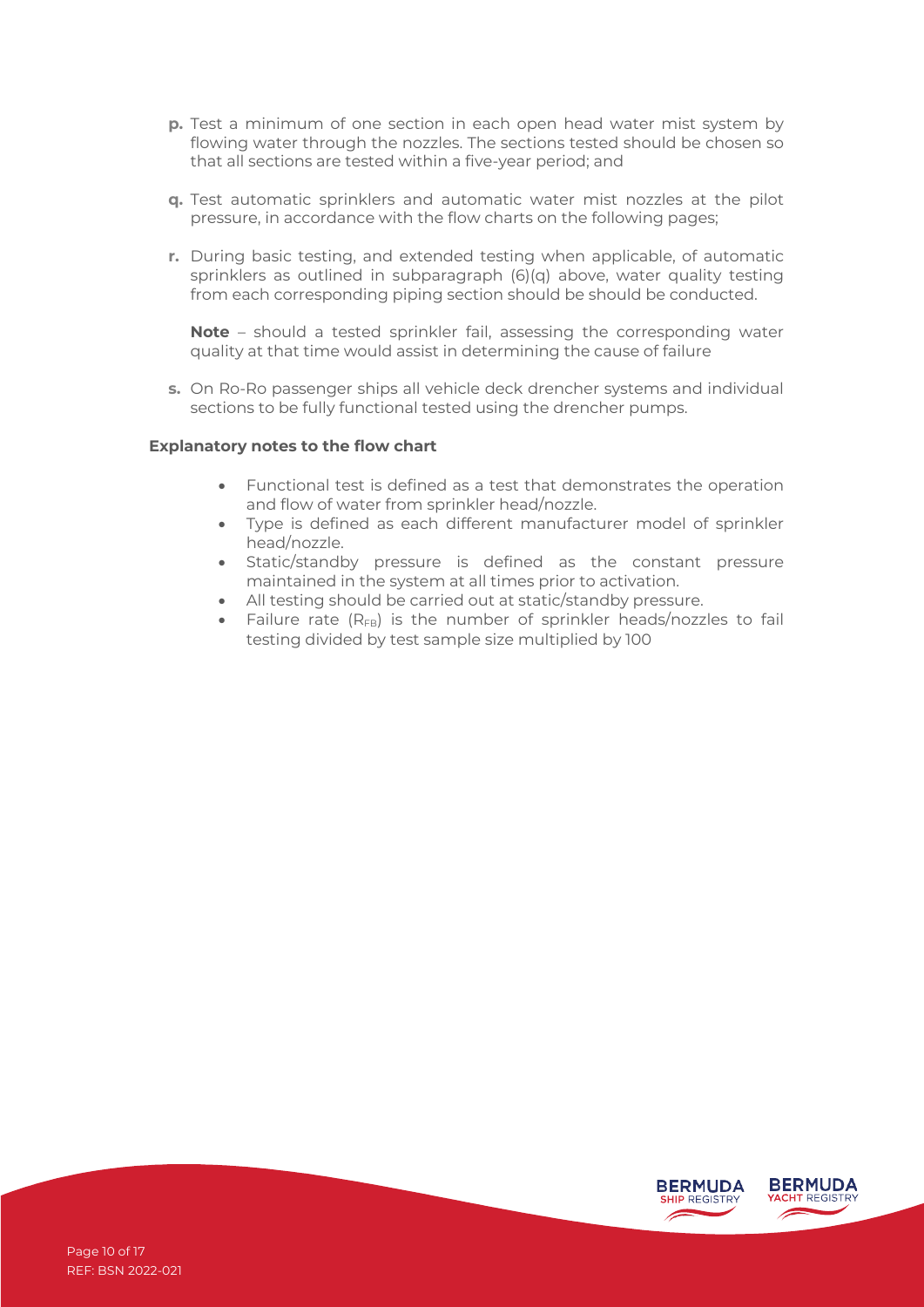**p.** Test a minimum of one section in each open head water mist system by flowing water through the nozzles. The sections tested should be chosen so that all sections are tested within a five-year period; and

**q.** Test automatic sprinklers and automatic water mist nozzles at the pilot pressure, in accordance with the flow charts on the following pages;

**r.** During basic testing, and extended testing when applicable, of automatic sprinklers as outlined in subparagraph (6)(q) above, water quality testing from each corresponding piping section should be should be conducted.

**Note** – should a tested sprinkler fail, assessing the corresponding water quality at that time would assist in determining the cause of failure

**s.** On Ro-Ro passenger ships all vehicle deck drencher systems and individual sections to be fully functional tested using the drencher pumps.

**Explanatory notes to the flow chart**

- Functional test is defined as a test that demonstrates the operation and flow of water from sprinkler head/nozzle.
- Type is defined as each different manufacturer model of sprinkler head/nozzle.
- Static/standby pressure is defined as the constant pressure maintained in the system at all times prior to activation.
- All testing should be carried out at static/standby pressure.
- Failure rate ($R_{FB}$) is the number of sprinkler heads/nozzles to fail testing divided by test sample size multiplied by 100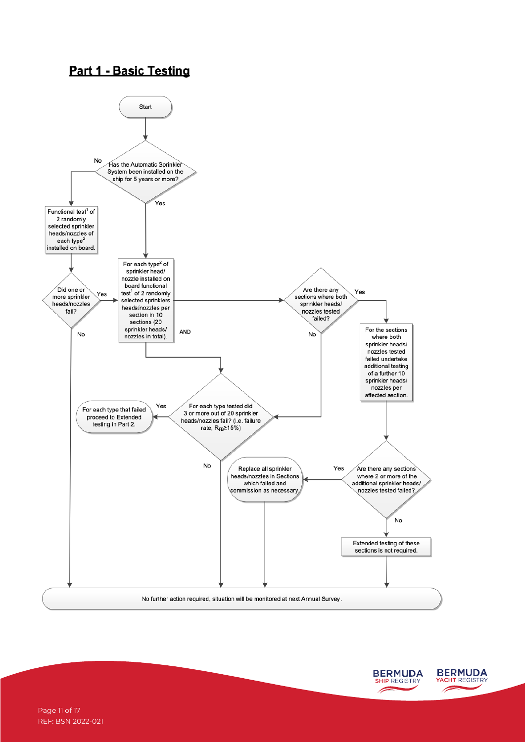## Part 1 - Basic Testing

Start

Has the Automatic Sprinkler System been installed on the ship for 5 years or more?

- **No** → Functional test[1] of 2 randomly selected sprinkler heads/nozzles of each type[2] installed on board.
  - Did one or more sprinkler heads/nozzles fail?
    - **Yes** → proceed to the "For each type[2] …" functional test below.
    - **No** → No further action required, situation will be monitored at next Annual Survey.
- **Yes** → For each type[2] of sprinkler head/ nozzle installed on board functional test[1] of 2 randomly selected sprinklers heads/nozzles per section in 10 sections (20 sprinkler heads/ nozzles in total).

AND

- Are there any sections where both sprinkler heads/ nozzles tested failed?
  - **Yes** → For the sections where both sprinkler heads/ nozzles tested failed undertake additional testing of a further 10 sprinkler heads/ nozzles per affected section.
    - Are there any sections where 2 or more of the additional sprinkler heads/ nozzles tested failed?
      - **Yes** → Replace all sprinkler heads/nozzles in Sections which failed and commission as necessary. → No further action required, situation will be monitored at next Annual Survey.
      - **No** → Extended testing of these sections is not required. → No further action required, situation will be monitored at next Annual Survey.
  - **No** → For each type tested did 3 or more out of 20 sprinkler heads/nozzles fail? (i.e. failure rate, $R_{FB} \geq 15\%$)
- For each type tested did 3 or more out of 20 sprinkler heads/nozzles fail? (i.e. failure rate, $R_{FB} \geq 15\%$)
  - **Yes** → For each type that failed proceed to Extended testing in Part 2.
  - **No** → No further action required, situation will be monitored at next Annual Survey.

No further action required, situation will be monitored at next Annual Survey.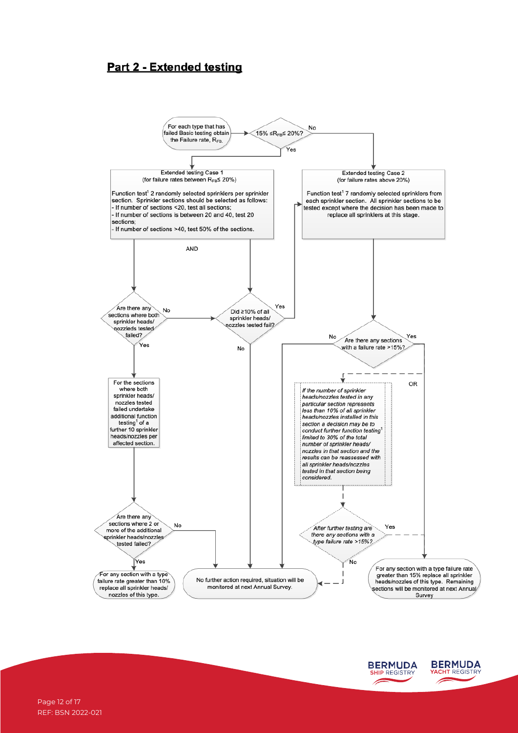## Part 2 - Extended testing

For each type that has failed Basic testing obtain the Failure rate, $R_{FB}$.

$15\% \leq R_{FB} \leq 20\%$?

**Yes →**

Extended testing Case 1
(for failure rates between $R_{FB} \leq 20\%$)

Function test[1] 2 randomly selected sprinklers per sprinkler section. Sprinkler sections should be selected as follows:
- If number of sections <20, test all sections;
- If number of sections is between 20 and 40, test 20 sections;
- If number of sections >40, test 50% of the sections.

AND

Are there any sections where both sprinkler heads/ nozzleds tested failed?

- **Yes** → For the sections where both sprinkler heads/ nozzles tested failed undertake additional function testing[1] of a further 10 sprinkler heads/nozzles per affected section.
  - Are there any sections where 2 or more of the additional sprinkler heads/nozzles tested failed?
    - **Yes** → For any section with a type failure rate greater than 10% replace all sprinkler heads/ nozzles of this type.
    - **No** → No further action required, situation will be monitored at next Annual Survey.
- **No** → Did ≥10% of all sprinkler heads/ nozzles tested fail?
  - **Yes** → Extended testing Case 2
  - **No** → No further action required, situation will be monitored at next Annual Survey.

**No →**

Extended testing Case 2
(for failure rates above 20%)

Function test[1] 7 randomly selected sprinklers from each sprinkler section. All sprinkler sections to be tested except where the decision has been made to replace all sprinklers at this stage.

Are there any sections with a failure rate >15%?

- **No** → No further action required, situation will be monitored at next Annual Survey.
- **Yes** → For any section with a type failure rate greater than 15% replace all sprinkler heads/nozzles of this type. Remaining sections will be monitored at next Annual Survey
- **OR** → *If the number of sprinkler heads/nozzles tested in any particular section represents less than 10% of all sprinkler heads/nozzles installed in this section a decision may be to conduct further function testing[1] limited to 30% of the total number of sprinkler heads/ nozzles in that section and the results can be reassessed with all sprinkler heads/nozzles tested in that section being considered.*
  - *After further testing are there any sections with a type failure rate >15%?*
    - **Yes** → For any section with a type failure rate greater than 15% replace all sprinkler heads/nozzles of this type. Remaining sections will be monitored at next Annual Survey
    - **No** → No further action required, situation will be monitored at next Annual Survey.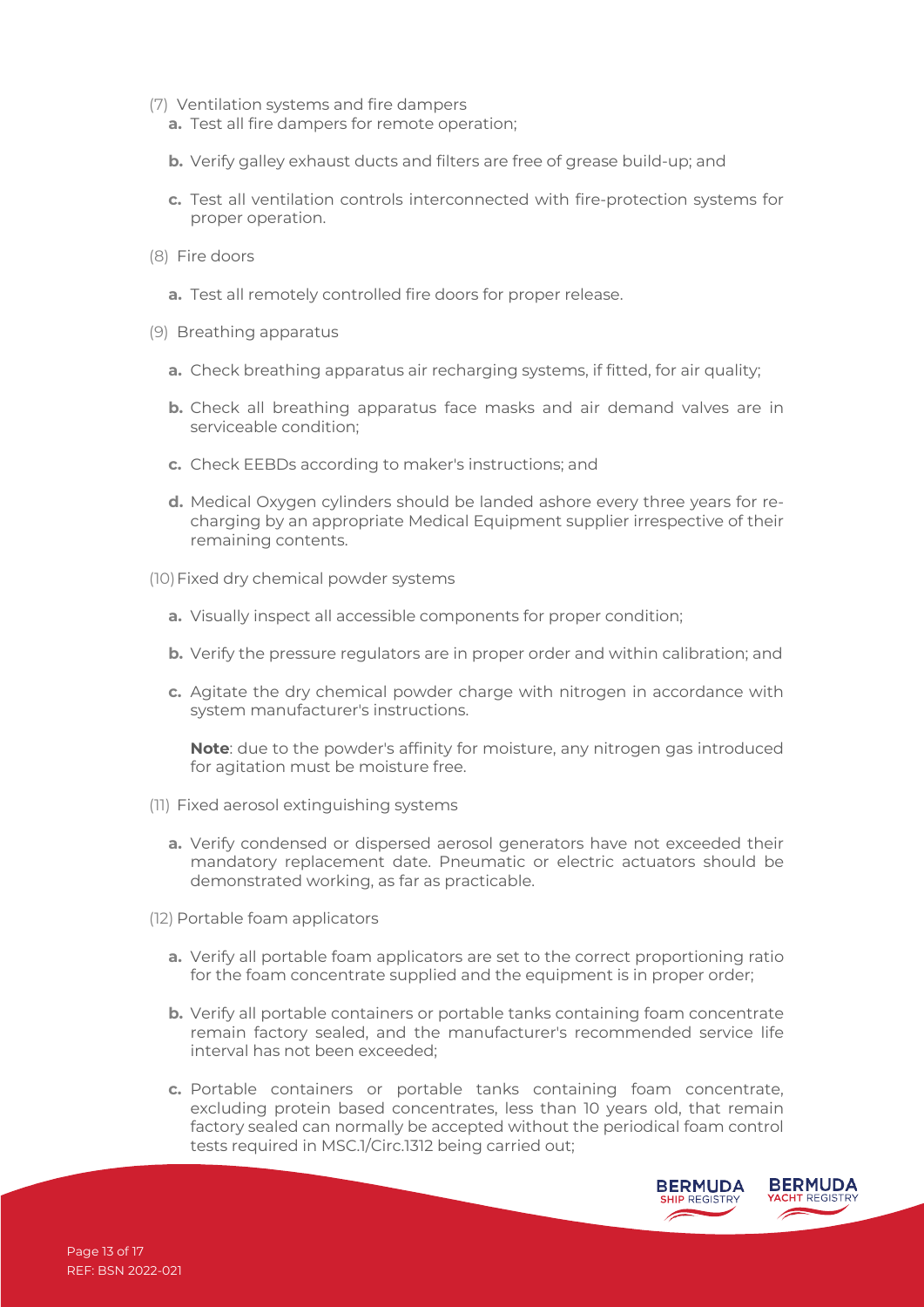(7) Ventilation systems and fire dampers

**a.** Test all fire dampers for remote operation;

**b.** Verify galley exhaust ducts and filters are free of grease build-up; and

**c.** Test all ventilation controls interconnected with fire-protection systems for proper operation.

(8) Fire doors

**a.** Test all remotely controlled fire doors for proper release.

(9) Breathing apparatus

**a.** Check breathing apparatus air recharging systems, if fitted, for air quality;

**b.** Check all breathing apparatus face masks and air demand valves are in serviceable condition;

**c.** Check EEBDs according to maker's instructions; and

**d.** Medical Oxygen cylinders should be landed ashore every three years for re-charging by an appropriate Medical Equipment supplier irrespective of their remaining contents.

(10) Fixed dry chemical powder systems

**a.** Visually inspect all accessible components for proper condition;

**b.** Verify the pressure regulators are in proper order and within calibration; and

**c.** Agitate the dry chemical powder charge with nitrogen in accordance with system manufacturer's instructions.

**Note**: due to the powder's affinity for moisture, any nitrogen gas introduced for agitation must be moisture free.

(11) Fixed aerosol extinguishing systems

**a.** Verify condensed or dispersed aerosol generators have not exceeded their mandatory replacement date. Pneumatic or electric actuators should be demonstrated working, as far as practicable.

(12) Portable foam applicators

**a.** Verify all portable foam applicators are set to the correct proportioning ratio for the foam concentrate supplied and the equipment is in proper order;

**b.** Verify all portable containers or portable tanks containing foam concentrate remain factory sealed, and the manufacturer's recommended service life interval has not been exceeded;

**c.** Portable containers or portable tanks containing foam concentrate, excluding protein based concentrates, less than 10 years old, that remain factory sealed can normally be accepted without the periodical foam control tests required in MSC.1/Circ.1312 being carried out;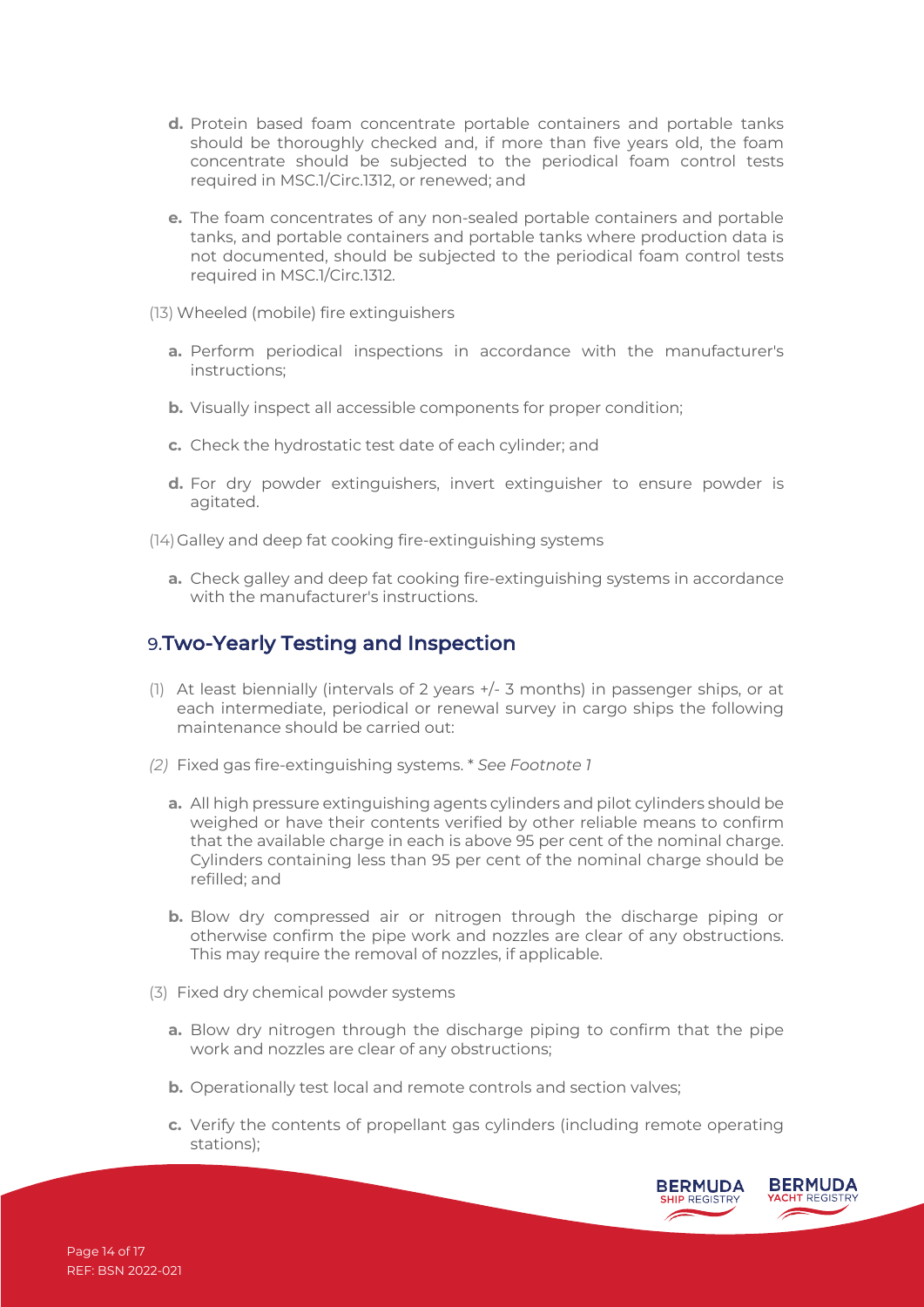**d.** Protein based foam concentrate portable containers and portable tanks should be thoroughly checked and, if more than five years old, the foam concentrate should be subjected to the periodical foam control tests required in MSC.1/Circ.1312, or renewed; and

**e.** The foam concentrates of any non-sealed portable containers and portable tanks, and portable containers and portable tanks where production data is not documented, should be subjected to the periodical foam control tests required in MSC.1/Circ.1312.

(13) Wheeled (mobile) fire extinguishers

**a.** Perform periodical inspections in accordance with the manufacturer's instructions;

**b.** Visually inspect all accessible components for proper condition;

**c.** Check the hydrostatic test date of each cylinder; and

**d.** For dry powder extinguishers, invert extinguisher to ensure powder is agitated.

(14) Galley and deep fat cooking fire-extinguishing systems

**a.** Check galley and deep fat cooking fire-extinguishing systems in accordance with the manufacturer's instructions.

## 9. Two-Yearly Testing and Inspection

(1) At least biennially (intervals of 2 years +/- 3 months) in passenger ships, or at each intermediate, periodical or renewal survey in cargo ships the following maintenance should be carried out:

*(2)* Fixed gas fire-extinguishing systems. * *See Footnote 1*

**a.** All high pressure extinguishing agents cylinders and pilot cylinders should be weighed or have their contents verified by other reliable means to confirm that the available charge in each is above 95 per cent of the nominal charge. Cylinders containing less than 95 per cent of the nominal charge should be refilled; and

**b.** Blow dry compressed air or nitrogen through the discharge piping or otherwise confirm the pipe work and nozzles are clear of any obstructions. This may require the removal of nozzles, if applicable.

(3) Fixed dry chemical powder systems

**a.** Blow dry nitrogen through the discharge piping to confirm that the pipe work and nozzles are clear of any obstructions;

**b.** Operationally test local and remote controls and section valves;

**c.** Verify the contents of propellant gas cylinders (including remote operating stations);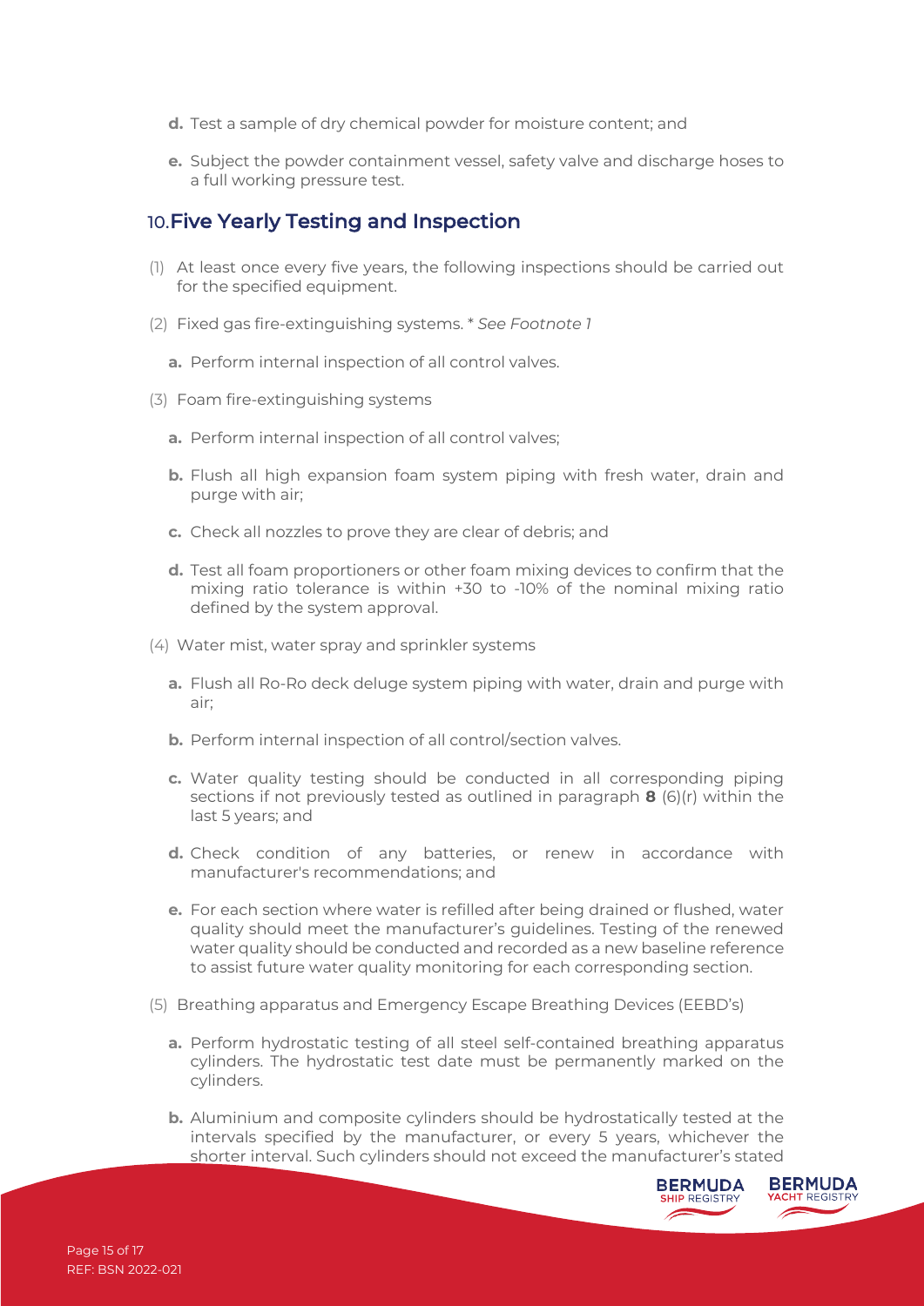d. Test a sample of dry chemical powder for moisture content; and

e. Subject the powder containment vessel, safety valve and discharge hoses to a full working pressure test.

## 10. Five Yearly Testing and Inspection

(1) At least once every five years, the following inspections should be carried out for the specified equipment.

(2) Fixed gas fire-extinguishing systems. * *See Footnote 1*

   a. Perform internal inspection of all control valves.

(3) Foam fire-extinguishing systems

   a. Perform internal inspection of all control valves;

   b. Flush all high expansion foam system piping with fresh water, drain and purge with air;

   c. Check all nozzles to prove they are clear of debris; and

   d. Test all foam proportioners or other foam mixing devices to confirm that the mixing ratio tolerance is within +30 to -10% of the nominal mixing ratio defined by the system approval.

(4) Water mist, water spray and sprinkler systems

   a. Flush all Ro-Ro deck deluge system piping with water, drain and purge with air;

   b. Perform internal inspection of all control/section valves.

   c. Water quality testing should be conducted in all corresponding piping sections if not previously tested as outlined in paragraph **8** (6)(r) within the last 5 years; and

   d. Check condition of any batteries, or renew in accordance with manufacturer's recommendations; and

   e. For each section where water is refilled after being drained or flushed, water quality should meet the manufacturer's guidelines. Testing of the renewed water quality should be conducted and recorded as a new baseline reference to assist future water quality monitoring for each corresponding section.

(5) Breathing apparatus and Emergency Escape Breathing Devices (EEBD's)

   a. Perform hydrostatic testing of all steel self-contained breathing apparatus cylinders. The hydrostatic test date must be permanently marked on the cylinders.

   b. Aluminium and composite cylinders should be hydrostatically tested at the intervals specified by the manufacturer, or every 5 years, whichever the shorter interval. Such cylinders should not exceed the manufacturer's stated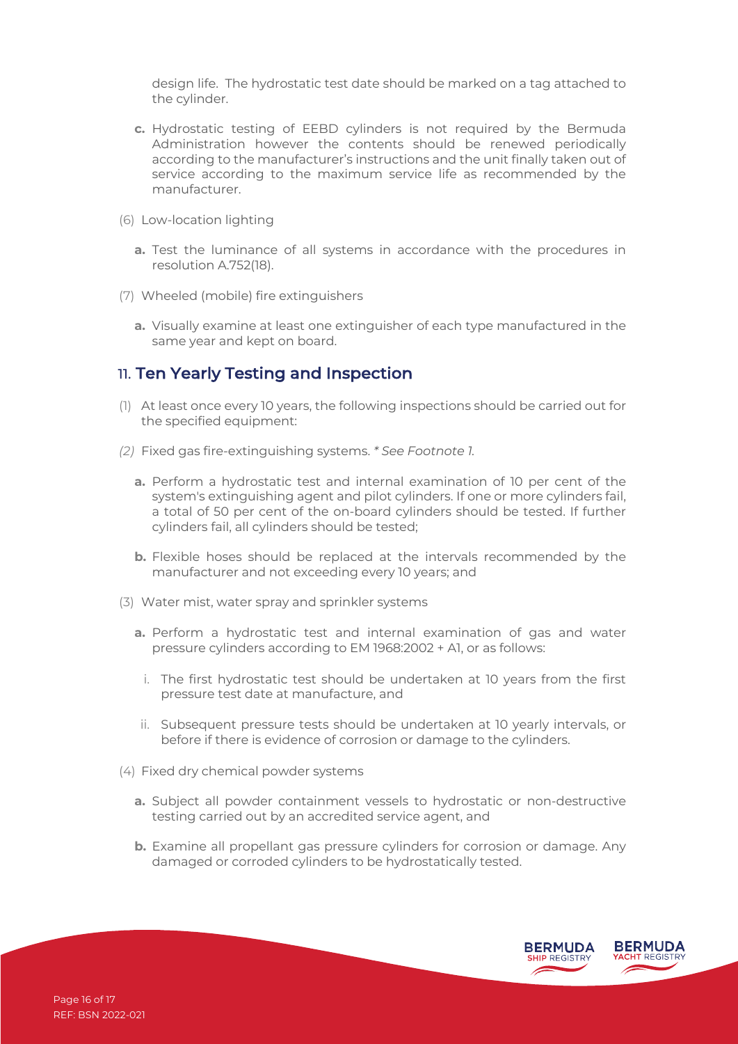design life. The hydrostatic test date should be marked on a tag attached to the cylinder.

**c.** Hydrostatic testing of EEBD cylinders is not required by the Bermuda Administration however the contents should be renewed periodically according to the manufacturer's instructions and the unit finally taken out of service according to the maximum service life as recommended by the manufacturer.

(6) Low-location lighting

**a.** Test the luminance of all systems in accordance with the procedures in resolution A.752(18).

(7) Wheeled (mobile) fire extinguishers

**a.** Visually examine at least one extinguisher of each type manufactured in the same year and kept on board.

## 11. Ten Yearly Testing and Inspection

(1) At least once every 10 years, the following inspections should be carried out for the specified equipment:

*(2)* Fixed gas fire-extinguishing systems. *\* See Footnote 1.*

**a.** Perform a hydrostatic test and internal examination of 10 per cent of the system's extinguishing agent and pilot cylinders. If one or more cylinders fail, a total of 50 per cent of the on-board cylinders should be tested. If further cylinders fail, all cylinders should be tested;

**b.** Flexible hoses should be replaced at the intervals recommended by the manufacturer and not exceeding every 10 years; and

(3) Water mist, water spray and sprinkler systems

**a.** Perform a hydrostatic test and internal examination of gas and water pressure cylinders according to EM 1968:2002 + A1, or as follows:

i. The first hydrostatic test should be undertaken at 10 years from the first pressure test date at manufacture, and

ii. Subsequent pressure tests should be undertaken at 10 yearly intervals, or before if there is evidence of corrosion or damage to the cylinders.

(4) Fixed dry chemical powder systems

**a.** Subject all powder containment vessels to hydrostatic or non-destructive testing carried out by an accredited service agent, and

**b.** Examine all propellant gas pressure cylinders for corrosion or damage. Any damaged or corroded cylinders to be hydrostatically tested.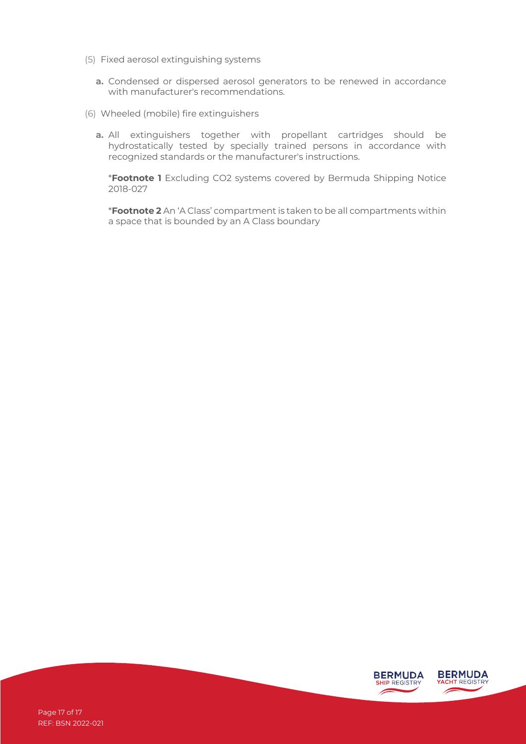(5) Fixed aerosol extinguishing systems

   **a.** Condensed or dispersed aerosol generators to be renewed in accordance with manufacturer's recommendations.

(6) Wheeled (mobile) fire extinguishers

   **a.** All extinguishers together with propellant cartridges should be hydrostatically tested by specially trained persons in accordance with recognized standards or the manufacturer's instructions.

   ***Footnote 1** Excluding $CO_2$ systems covered by Bermuda Shipping Notice 2018-027

   ***Footnote 2** An 'A Class' compartment is taken to be all compartments within a space that is bounded by an A Class boundary